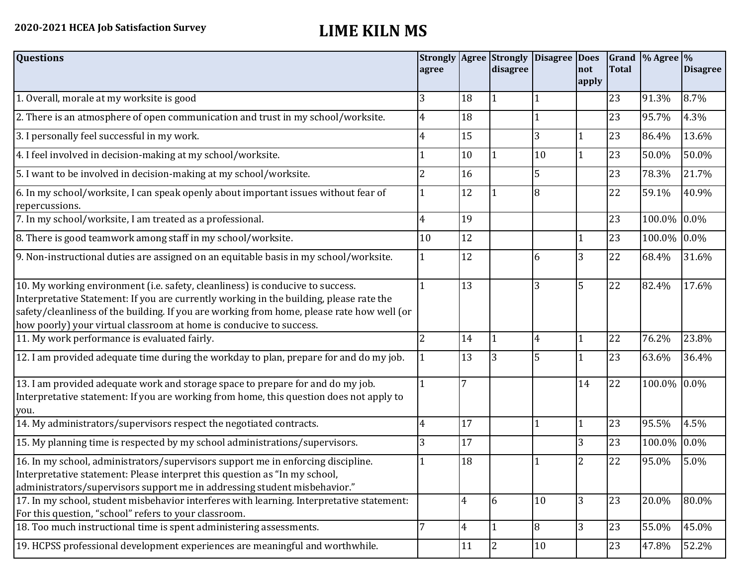**2020-2021 HCEA Job Satisfaction Survey**

# LIME KILN MS

| Questions | Strongly agree | Agree | Strongly disagree | Disagree | Does not apply | Grand Total | % Agree | % Disagree |
|---|---|---|---|---|---|---|---|---|
| 1. Overall, morale at my worksite is good | 3 | 18 | 1 | 1 | | 23 | 91.3% | 8.7% |
| 2. There is an atmosphere of open communication and trust in my school/worksite. | 4 | 18 | | 1 | | 23 | 95.7% | 4.3% |
| 3. I personally feel successful in my work. | 4 | 15 | | 3 | 1 | 23 | 86.4% | 13.6% |
| 4. I feel involved in decision-making at my school/worksite. | 1 | 10 | 1 | 10 | 1 | 23 | 50.0% | 50.0% |
| 5. I want to be involved in decision-making at my school/worksite. | 2 | 16 | | 5 | | 23 | 78.3% | 21.7% |
| 6. In my school/worksite, I can speak openly about important issues without fear of repercussions. | 1 | 12 | 1 | 8 | | 22 | 59.1% | 40.9% |
| 7. In my school/worksite, I am treated as a professional. | 4 | 19 | | | | 23 | 100.0% | 0.0% |
| 8. There is good teamwork among staff in my school/worksite. | 10 | 12 | | | 1 | 23 | 100.0% | 0.0% |
| 9. Non-instructional duties are assigned on an equitable basis in my school/worksite. | 1 | 12 | | 6 | 3 | 22 | 68.4% | 31.6% |
| 10. My working environment (i.e. safety, cleanliness) is conducive to success. Interpretative Statement: If you are currently working in the building, please rate the safety/cleanliness of the building. If you are working from home, please rate how well (or how poorly) your virtual classroom at home is conducive to success. | 1 | 13 | | 3 | 5 | 22 | 82.4% | 17.6% |
| 11. My work performance is evaluated fairly. | 2 | 14 | 1 | 4 | 1 | 22 | 76.2% | 23.8% |
| 12. I am provided adequate time during the workday to plan, prepare for and do my job. | 1 | 13 | 3 | 5 | 1 | 23 | 63.6% | 36.4% |
| 13. I am provided adequate work and storage space to prepare for and do my job. Interpretative statement: If you are working from home, this question does not apply to you. | 1 | 7 | | | 14 | 22 | 100.0% | 0.0% |
| 14. My administrators/supervisors respect the negotiated contracts. | 4 | 17 | | 1 | 1 | 23 | 95.5% | 4.5% |
| 15. My planning time is respected by my school administrations/supervisors. | 3 | 17 | | | 3 | 23 | 100.0% | 0.0% |
| 16. In my school, administrators/supervisors support me in enforcing discipline. Interpretative statement: Please interpret this question as "In my school, administrators/supervisors support me in addressing student misbehavior." | 1 | 18 | | 1 | 2 | 22 | 95.0% | 5.0% |
| 17. In my school, student misbehavior interferes with learning. Interpretative statement: For this question, "school" refers to your classroom. | | 4 | 6 | 10 | 3 | 23 | 20.0% | 80.0% |
| 18. Too much instructional time is spent administering assessments. | 7 | 4 | 1 | 8 | 3 | 23 | 55.0% | 45.0% |
| 19. HCPSS professional development experiences are meaningful and worthwhile. | | 11 | 2 | 10 | | 23 | 47.8% | 52.2% |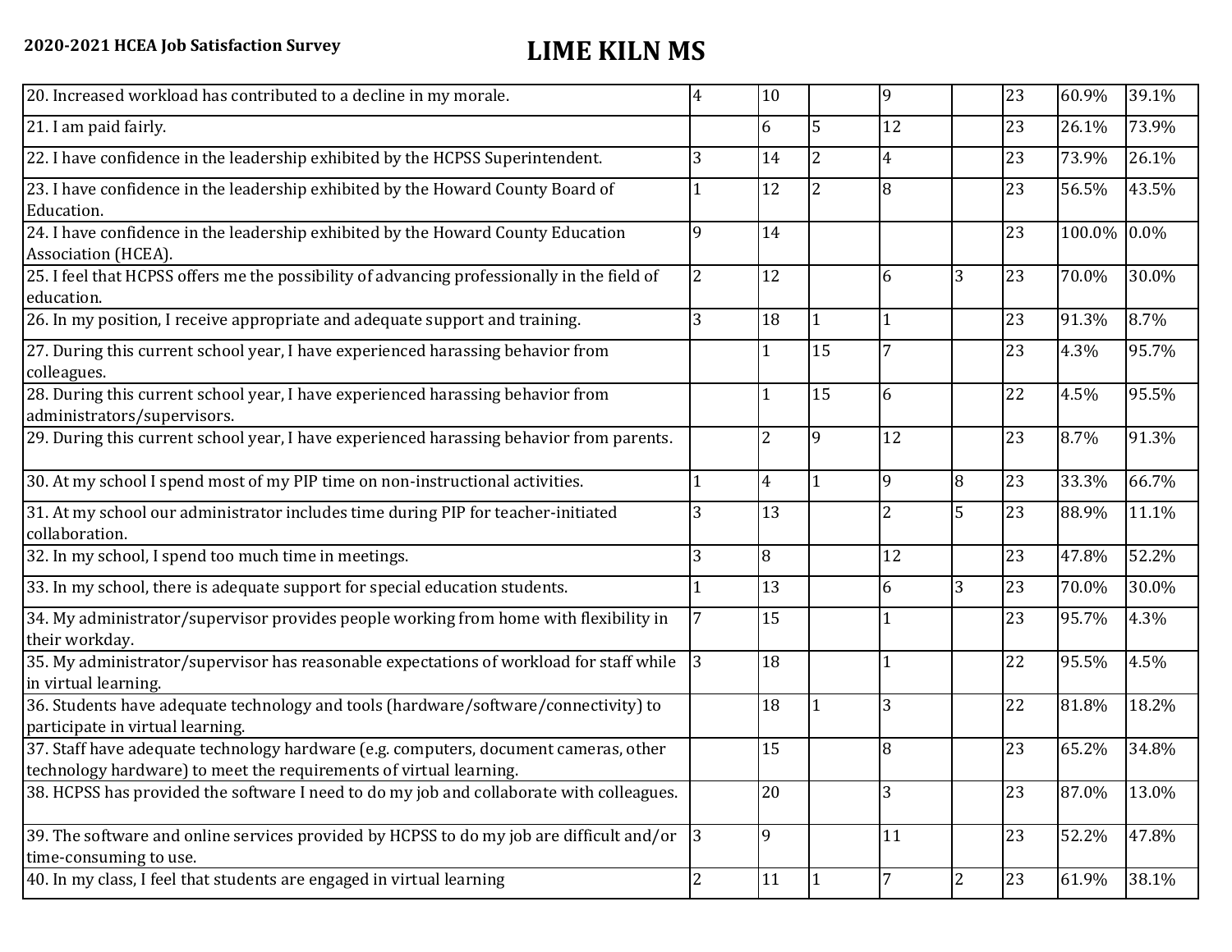| | | | | | | | | |
|---|---|---|---|---|---|---|---|---|
| 20. Increased workload has contributed to a decline in my morale. | 4 | 10 | | 9 | | 23 | 60.9% | 39.1% |
| 21. I am paid fairly. | | 6 | 5 | 12 | | 23 | 26.1% | 73.9% |
| 22. I have confidence in the leadership exhibited by the HCPSS Superintendent. | 3 | 14 | 2 | 4 | | 23 | 73.9% | 26.1% |
| 23. I have confidence in the leadership exhibited by the Howard County Board of Education. | 1 | 12 | 2 | 8 | | 23 | 56.5% | 43.5% |
| 24. I have confidence in the leadership exhibited by the Howard County Education Association (HCEA). | 9 | 14 | | | | 23 | 100.0% | 0.0% |
| 25. I feel that HCPSS offers me the possibility of advancing professionally in the field of education. | 2 | 12 | | 6 | 3 | 23 | 70.0% | 30.0% |
| 26. In my position, I receive appropriate and adequate support and training. | 3 | 18 | 1 | 1 | | 23 | 91.3% | 8.7% |
| 27. During this current school year, I have experienced harassing behavior from colleagues. | | 1 | 15 | 7 | | 23 | 4.3% | 95.7% |
| 28. During this current school year, I have experienced harassing behavior from administrators/supervisors. | | 1 | 15 | 6 | | 22 | 4.5% | 95.5% |
| 29. During this current school year, I have experienced harassing behavior from parents. | | 2 | 9 | 12 | | 23 | 8.7% | 91.3% |
| 30. At my school I spend most of my PIP time on non-instructional activities. | 1 | 4 | 1 | 9 | 8 | 23 | 33.3% | 66.7% |
| 31. At my school our administrator includes time during PIP for teacher-initiated collaboration. | 3 | 13 | | 2 | 5 | 23 | 88.9% | 11.1% |
| 32. In my school, I spend too much time in meetings. | 3 | 8 | | 12 | | 23 | 47.8% | 52.2% |
| 33. In my school, there is adequate support for special education students. | 1 | 13 | | 6 | 3 | 23 | 70.0% | 30.0% |
| 34. My administrator/supervisor provides people working from home with flexibility in their workday. | 7 | 15 | | 1 | | 23 | 95.7% | 4.3% |
| 35. My administrator/supervisor has reasonable expectations of workload for staff while in virtual learning. | 3 | 18 | | 1 | | 22 | 95.5% | 4.5% |
| 36. Students have adequate technology and tools (hardware/software/connectivity) to participate in virtual learning. | | 18 | 1 | 3 | | 22 | 81.8% | 18.2% |
| 37. Staff have adequate technology hardware (e.g. computers, document cameras, other technology hardware) to meet the requirements of virtual learning. | | 15 | | 8 | | 23 | 65.2% | 34.8% |
| 38. HCPSS has provided the software I need to do my job and collaborate with colleagues. | | 20 | | 3 | | 23 | 87.0% | 13.0% |
| 39. The software and online services provided by HCPSS to do my job are difficult and/or time-consuming to use. | 3 | 9 | | 11 | | 23 | 52.2% | 47.8% |
| 40. In my class, I feel that students are engaged in virtual learning | 2 | 11 | 1 | 7 | 2 | 23 | 61.9% | 38.1% |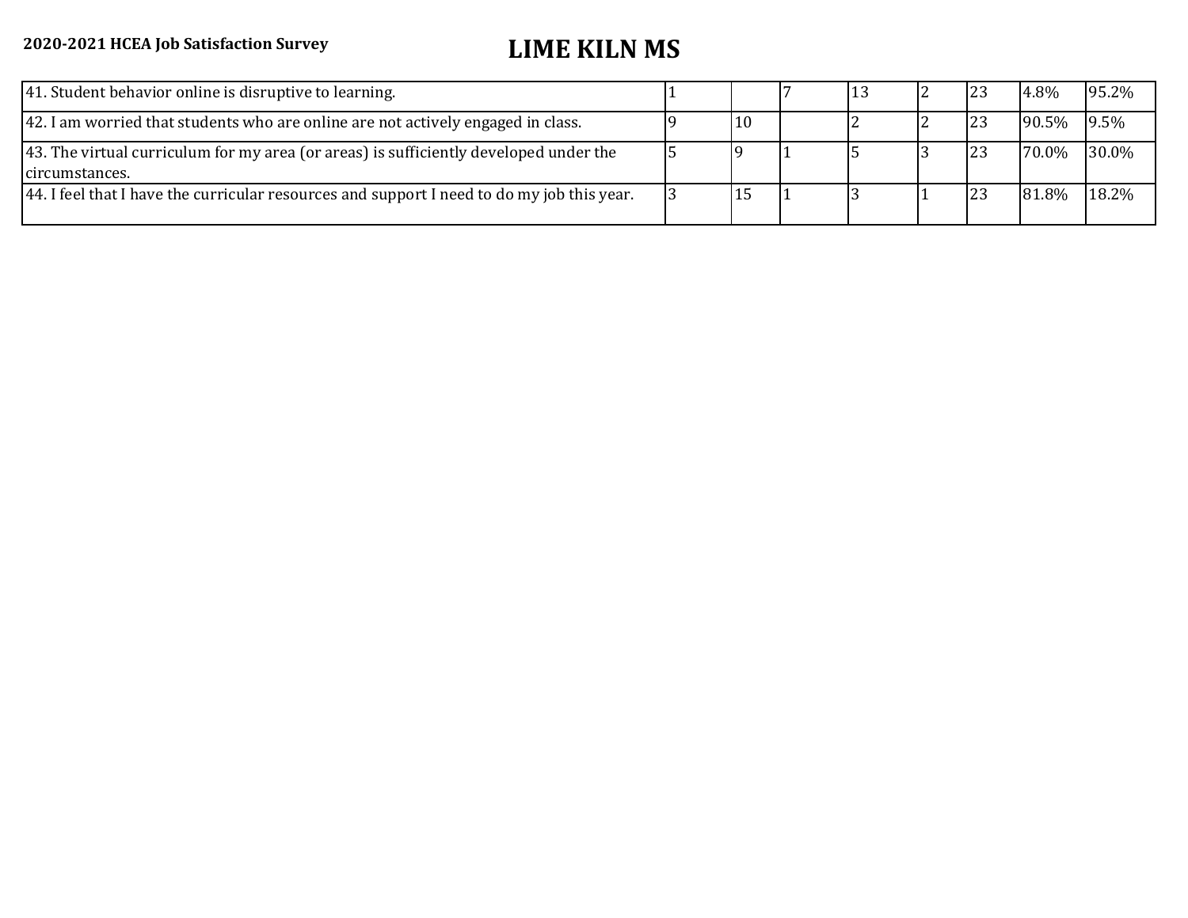**2020-2021 HCEA Job Satisfaction Survey**

# LIME KILN MS

| | | | | | | | | |
|---|---|---|---|---|---|---|---|---|
| 41. Student behavior online is disruptive to learning. | 1 | | 7 | 13 | 2 | 23 | 4.8% | 95.2% |
| 42. I am worried that students who are online are not actively engaged in class. | 9 | 10 | | 2 | 2 | 23 | 90.5% | 9.5% |
| 43. The virtual curriculum for my area (or areas) is sufficiently developed under the circumstances. | 5 | 9 | 1 | 5 | 3 | 23 | 70.0% | 30.0% |
| 44. I feel that I have the curricular resources and support I need to do my job this year. | 3 | 15 | 1 | 3 | 1 | 23 | 81.8% | 18.2% |